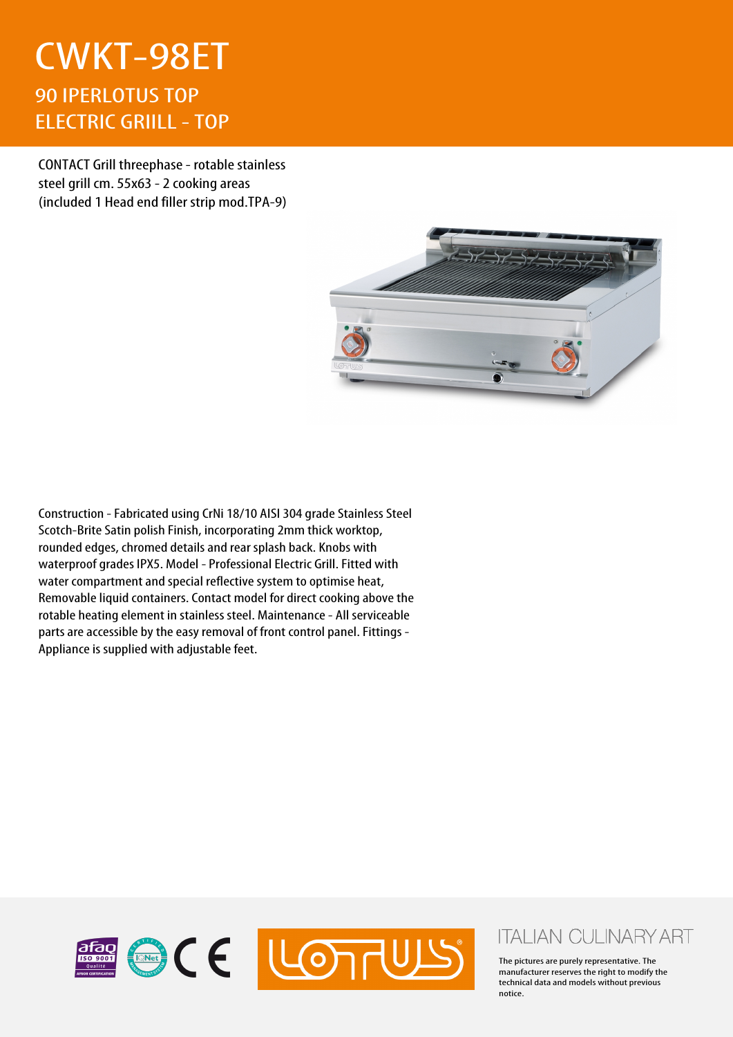# CWKT-98ET

## 90 IPERLOTUS TOP
## ELECTRIC GRIILL - TOP

CONTACT Grill threephase - rotable stainless steel grill cm. 55x63 - 2 cooking areas (included 1 Head end filler strip mod.TPA-9)

Construction - Fabricated using CrNi 18/10 AISI 304 grade Stainless Steel Scotch-Brite Satin polish Finish, incorporating 2mm thick worktop, rounded edges, chromed details and rear splash back. Knobs with waterproof grades IPX5. Model - Professional Electric Grill. Fitted with water compartment and special reflective system to optimise heat, Removable liquid containers. Contact model for direct cooking above the rotable heating element in stainless steel. Maintenance - All serviceable parts are accessible by the easy removal of front control panel. Fittings - Appliance is supplied with adjustable feet.

ITALIAN CULINARY ART

The pictures are purely representative. The manufacturer reserves the right to modify the technical data and models without previous notice.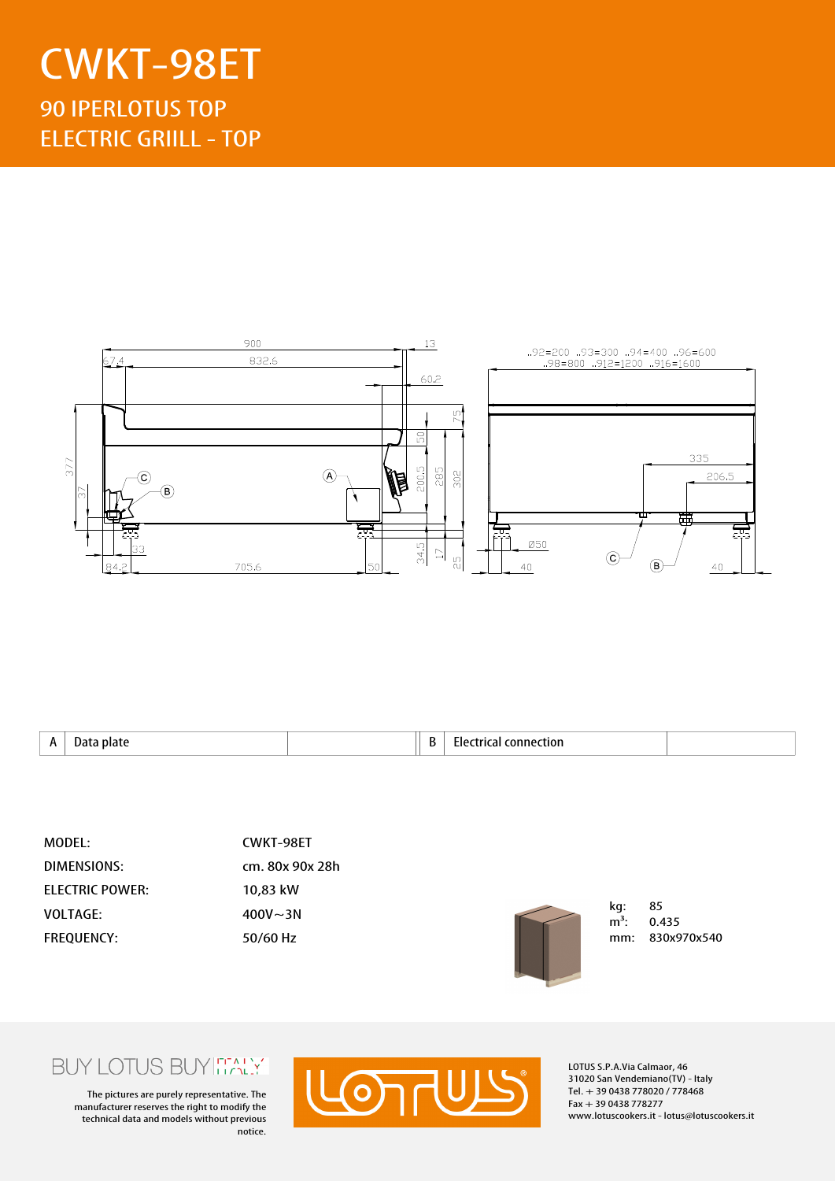# CWKT-98ET

## 90 IPERLOTUS TOP
## ELECTRIC GRIILL - TOP

900
13
67,4
832,6
60,2
75
50
377
37
200,5
285
302
33
34,5
17
25
84,2
705,6
50
A
B
C

..92=200 ..93=300 ..94=400 ..96=600
..98=800 ..912=1200 ..916=1600
335
206,5
Ø50
40
40
C
B

| | | | | |
|---|---|---|---|---|
| A | Data plate | | B | Electrical connection |

| | |
|---|---|
| MODEL: | CWKT-98ET |
| DIMENSIONS: | cm. 80x 90x 28h |
| ELECTRIC POWER: | 10,83 kW |
| VOLTAGE: | 400V~3N |
| FREQUENCY: | 50/60 Hz |

| | |
|---|---|
| kg: | 85 |
| $m^3$: | 0.435 |
| mm: | 830x970x540 |

BUY LOTUS BUY ITALY

The pictures are purely representative. The manufacturer reserves the right to modify the technical data and models without previous notice.

LOTUS S.P.A.Via Calmaor, 46
31020 San Vendemiano(TV) - Italy
Tel. + 39 0438 778020 / 778468
Fax + 39 0438 778277
www.lotuscookers.it - lotus@lotuscookers.it